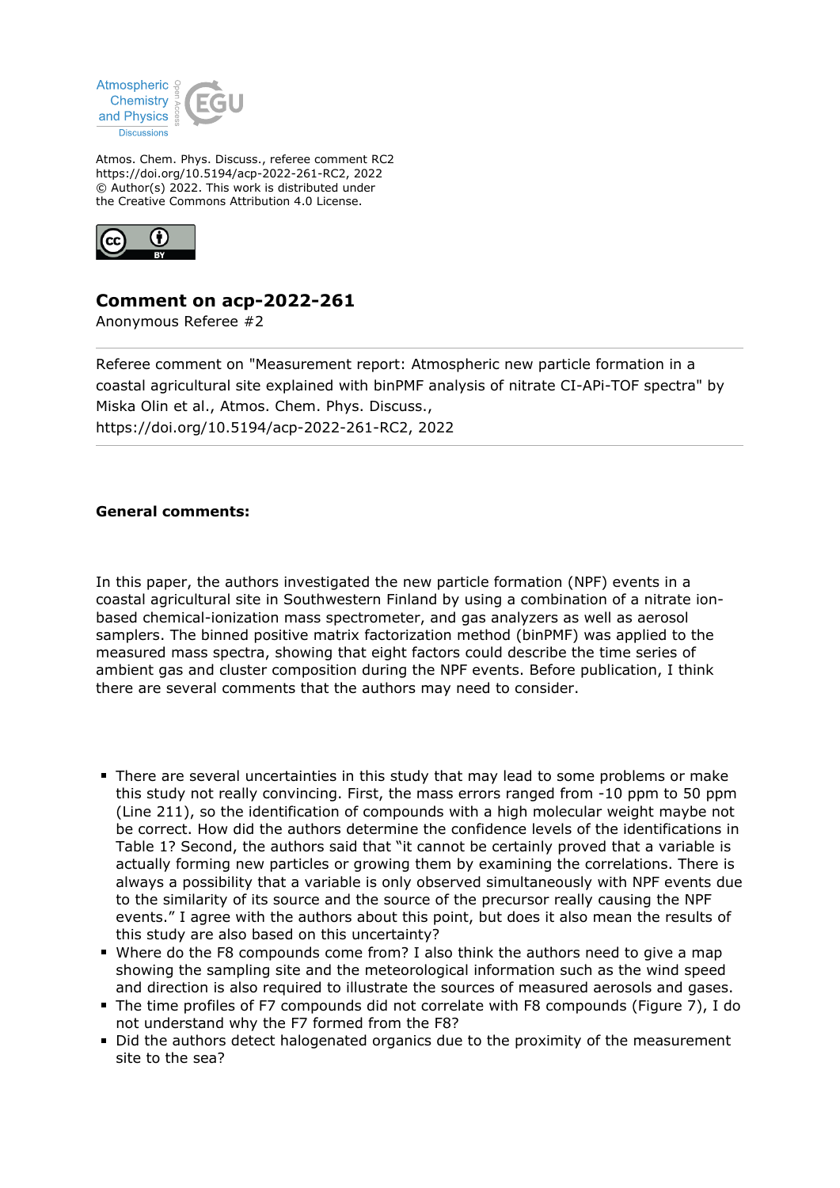Atmos. Chem. Phys. Discuss., referee comment RC2
https://doi.org/10.5194/acp-2022-261-RC2, 2022
© Author(s) 2022. This work is distributed under
the Creative Commons Attribution 4.0 License.

## Comment on acp-2022-261

Anonymous Referee #2

Referee comment on "Measurement report: Atmospheric new particle formation in a coastal agricultural site explained with binPMF analysis of nitrate CI-APi-TOF spectra" by Miska Olin et al., Atmos. Chem. Phys. Discuss., https://doi.org/10.5194/acp-2022-261-RC2, 2022

**General comments:**

In this paper, the authors investigated the new particle formation (NPF) events in a coastal agricultural site in Southwestern Finland by using a combination of a nitrate ion-based chemical-ionization mass spectrometer, and gas analyzers as well as aerosol samplers. The binned positive matrix factorization method (binPMF) was applied to the measured mass spectra, showing that eight factors could describe the time series of ambient gas and cluster composition during the NPF events. Before publication, I think there are several comments that the authors may need to consider.

- There are several uncertainties in this study that may lead to some problems or make this study not really convincing. First, the mass errors ranged from -10 ppm to 50 ppm (Line 211), so the identification of compounds with a high molecular weight maybe not be correct. How did the authors determine the confidence levels of the identifications in Table 1? Second, the authors said that "it cannot be certainly proved that a variable is actually forming new particles or growing them by examining the correlations. There is always a possibility that a variable is only observed simultaneously with NPF events due to the similarity of its source and the source of the precursor really causing the NPF events." I agree with the authors about this point, but does it also mean the results of this study are also based on this uncertainty?
- Where do the F8 compounds come from? I also think the authors need to give a map showing the sampling site and the meteorological information such as the wind speed and direction is also required to illustrate the sources of measured aerosols and gases.
- The time profiles of F7 compounds did not correlate with F8 compounds (Figure 7), I do not understand why the F7 formed from the F8?
- Did the authors detect halogenated organics due to the proximity of the measurement site to the sea?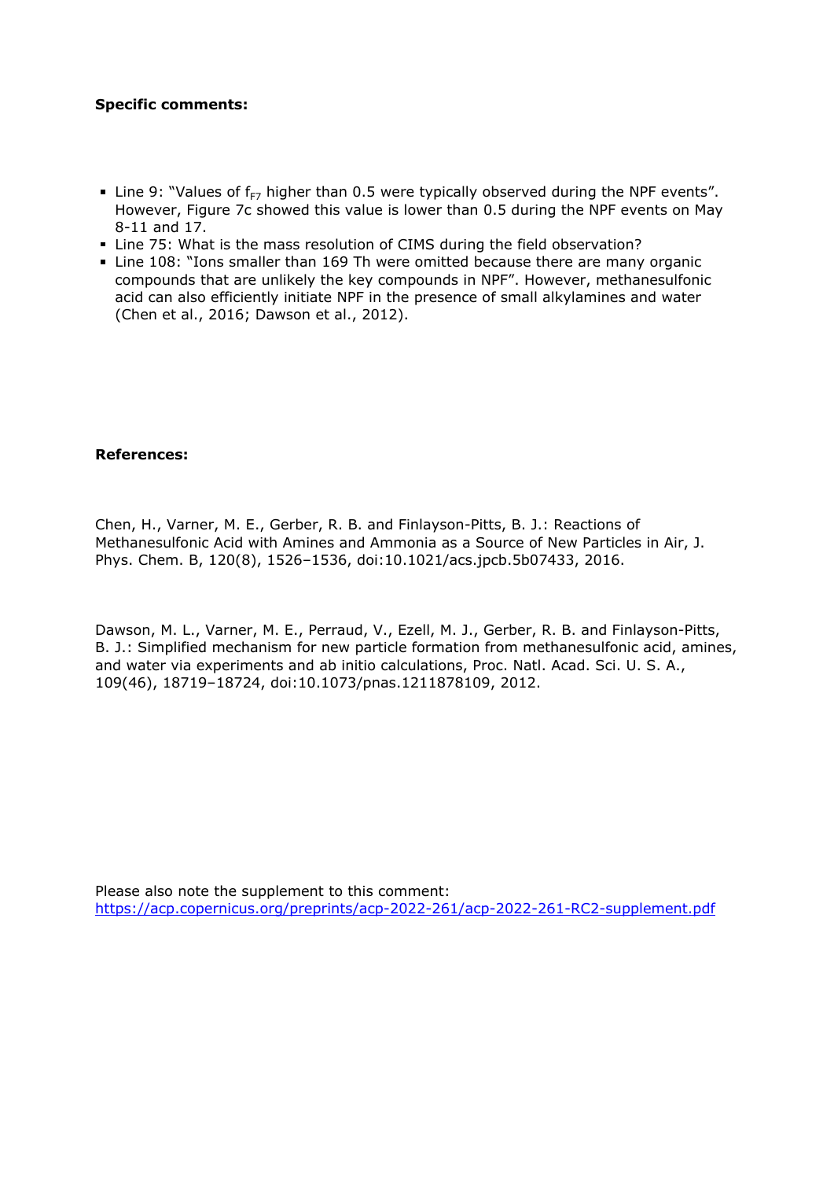**Specific comments:**

- Line 9: “Values of $f_{F7}$ higher than 0.5 were typically observed during the NPF events”. However, Figure 7c showed this value is lower than 0.5 during the NPF events on May 8-11 and 17.
- Line 75: What is the mass resolution of CIMS during the field observation?
- Line 108: “Ions smaller than 169 Th were omitted because there are many organic compounds that are unlikely the key compounds in NPF”. However, methanesulfonic acid can also efficiently initiate NPF in the presence of small alkylamines and water (Chen et al., 2016; Dawson et al., 2012).

**References:**

Chen, H., Varner, M. E., Gerber, R. B. and Finlayson-Pitts, B. J.: Reactions of Methanesulfonic Acid with Amines and Ammonia as a Source of New Particles in Air, J. Phys. Chem. B, 120(8), 1526–1536, doi:10.1021/acs.jpcb.5b07433, 2016.

Dawson, M. L., Varner, M. E., Perraud, V., Ezell, M. J., Gerber, R. B. and Finlayson-Pitts, B. J.: Simplified mechanism for new particle formation from methanesulfonic acid, amines, and water via experiments and ab initio calculations, Proc. Natl. Acad. Sci. U. S. A., 109(46), 18719–18724, doi:10.1073/pnas.1211878109, 2012.

Please also note the supplement to this comment:
https://acp.copernicus.org/preprints/acp-2022-261/acp-2022-261-RC2-supplement.pdf